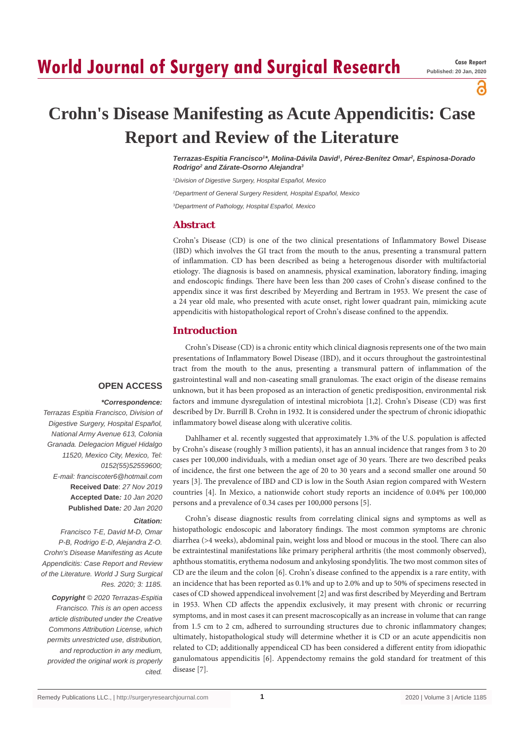Case Report
Published: 20 Jan, 2020

# Crohn's Disease Manifesting as Acute Appendicitis: Case Report and Review of the Literature

***Terrazas-Espitia Francisco[1]\*, Molina-Dávila David[1], Pérez-Benítez Omar[2], Espinosa-Dorado Rodrigo[2] and Zárate-Osorno Alejandra[3]***

*[1]Division of Digestive Surgery, Hospital Español, Mexico*

*[2]Department of General Surgery Resident, Hospital Español, Mexico*

*[3]Department of Pathology, Hospital Español, Mexico*

## Abstract

Crohn's Disease (CD) is one of the two clinical presentations of Inflammatory Bowel Disease (IBD) which involves the GI tract from the mouth to the anus, presenting a transmural pattern of inflammation. CD has been described as being a heterogenous disorder with multifactorial etiology. The diagnosis is based on anamnesis, physical examination, laboratory finding, imaging and endoscopic findings. There have been less than 200 cases of Crohn's disease confined to the appendix since it was first described by Meyerding and Bertram in 1953. We present the case of a 24 year old male, who presented with acute onset, right lower quadrant pain, mimicking acute appendicitis with histopathological report of Crohn's disease confined to the appendix.

**OPEN ACCESS**

***\*Correspondence:***

*Terrazas Espitia Francisco, Division of Digestive Surgery, Hospital Español, National Army Avenue 613, Colonia Granada. Delegacion Miguel Hidalgo 11520, Mexico City, Mexico, Tel: 0152(55)52559600;*

*E-mail: franciscoter6@hotmail.com*

**Received Date**: *27 Nov 2019*

**Accepted Date***: 10 Jan 2020*

**Published Date***: 20 Jan 2020*

***Citation:***

*Francisco T-E, David M-D, Omar P-B, Rodrigo E-D, Alejandra Z-O. Crohn's Disease Manifesting as Acute Appendicitis: Case Report and Review of the Literature. World J Surg Surgical Res. 2020; 3: 1185.*

***Copyright** © 2020 Terrazas-Espitia Francisco. This is an open access article distributed under the Creative Commons Attribution License, which permits unrestricted use, distribution, and reproduction in any medium, provided the original work is properly cited.*

## Introduction

Crohn's Disease (CD) is a chronic entity which clinical diagnosis represents one of the two main presentations of Inflammatory Bowel Disease (IBD), and it occurs throughout the gastrointestinal tract from the mouth to the anus, presenting a transmural pattern of inflammation of the gastrointestinal wall and non-caseating small granulomas. The exact origin of the disease remains unknown, but it has been proposed as an interaction of genetic predisposition, environmental risk factors and immune dysregulation of intestinal microbiota [1,2]. Crohn's Disease (CD) was first described by Dr. Burrill B. Crohn in 1932. It is considered under the spectrum of chronic idiopathic inflammatory bowel disease along with ulcerative colitis.

Dahlhamer et al. recently suggested that approximately 1.3% of the U.S. population is affected by Crohn's disease (roughly 3 million patients), it has an annual incidence that ranges from 3 to 20 cases per 100,000 individuals, with a median onset age of 30 years. There are two described peaks of incidence, the first one between the age of 20 to 30 years and a second smaller one around 50 years [3]. The prevalence of IBD and CD is low in the South Asian region compared with Western countries [4]. In Mexico, a nationwide cohort study reports an incidence of 0.04% per 100,000 persons and a prevalence of 0.34 cases per 100,000 persons [5].

Crohn's disease diagnostic results from correlating clinical signs and symptoms as well as histopathologic endoscopic and laboratory findings. The most common symptoms are chronic diarrhea (>4 weeks), abdominal pain, weight loss and blood or mucous in the stool. There can also be extraintestinal manifestations like primary peripheral arthritis (the most commonly observed), aphthous stomatitis, erythema nodosum and ankylosing spondylitis. The two most common sites of CD are the ileum and the colon [6]. Crohn's disease confined to the appendix is a rare entity, with an incidence that has been reported as 0.1% and up to 2.0% and up to 50% of specimens resected in cases of CD showed appendiceal involvement [2] and was first described by Meyerding and Bertram in 1953. When CD affects the appendix exclusively, it may present with chronic or recurring symptoms, and in most cases it can present macroscopically as an increase in volume that can range from 1.5 cm to 2 cm, adhered to surrounding structures due to chronic inflammatory changes; ultimately, histopathological study will determine whether it is CD or an acute appendicitis non related to CD; additionally appendiceal CD has been considered a different entity from idiopathic ganulomatous appendicitis [6]. Appendectomy remains the gold standard for treatment of this disease [7].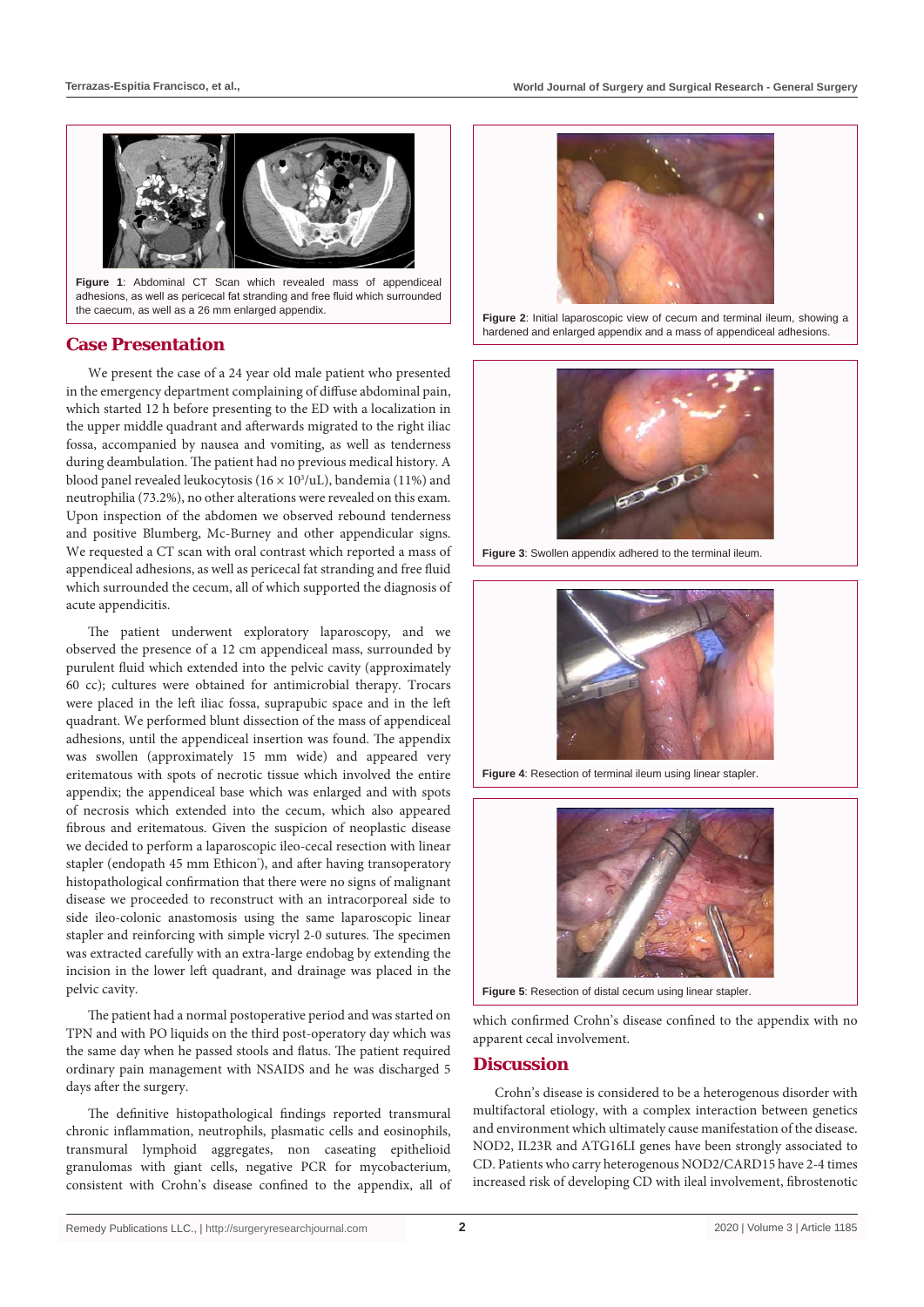Figure 1: Abdominal CT Scan which revealed mass of appendiceal adhesions, as well as pericecal fat stranding and free fluid which surrounded the caecum, as well as a 26 mm enlarged appendix.

## Case Presentation

We present the case of a 24 year old male patient who presented in the emergency department complaining of diffuse abdominal pain, which started 12 h before presenting to the ED with a localization in the upper middle quadrant and afterwards migrated to the right iliac fossa, accompanied by nausea and vomiting, as well as tenderness during deambulation. The patient had no previous medical history. A blood panel revealed leukocytosis ($16 \times 10^3$/uL), bandemia (11%) and neutrophilia (73.2%), no other alterations were revealed on this exam. Upon inspection of the abdomen we observed rebound tenderness and positive Blumberg, Mc-Burney and other appendicular signs. We requested a CT scan with oral contrast which reported a mass of appendiceal adhesions, as well as pericecal fat stranding and free fluid which surrounded the cecum, all of which supported the diagnosis of acute appendicitis.

The patient underwent exploratory laparoscopy, and we observed the presence of a 12 cm appendiceal mass, surrounded by purulent fluid which extended into the pelvic cavity (approximately 60 cc); cultures were obtained for antimicrobial therapy. Trocars were placed in the left iliac fossa, suprapubic space and in the left quadrant. We performed blunt dissection of the mass of appendiceal adhesions, until the appendiceal insertion was found. The appendix was swollen (approximately 15 mm wide) and appeared very eritematous with spots of necrotic tissue which involved the entire appendix; the appendiceal base which was enlarged and with spots of necrosis which extended into the cecum, which also appeared fibrous and eritematous. Given the suspicion of neoplastic disease we decided to perform a laparoscopic ileo-cecal resection with linear stapler (endopath 45 mm Ethicon®), and after having transoperatory histopathological confirmation that there were no signs of malignant disease we proceeded to reconstruct with an intracorporeal side to side ileo-colonic anastomosis using the same laparoscopic linear stapler and reinforcing with simple vicryl 2-0 sutures. The specimen was extracted carefully with an extra-large endobag by extending the incision in the lower left quadrant, and drainage was placed in the pelvic cavity.

The patient had a normal postoperative period and was started on TPN and with PO liquids on the third post-operatory day which was the same day when he passed stools and flatus. The patient required ordinary pain management with NSAIDS and he was discharged 5 days after the surgery.

The definitive histopathological findings reported transmural chronic inflammation, neutrophils, plasmatic cells and eosinophils, transmural lymphoid aggregates, non caseating epithelioid granulomas with giant cells, negative PCR for mycobacterium, consistent with Crohn's disease confined to the appendix, all of which confirmed Crohn's disease confined to the appendix with no apparent cecal involvement.

Figure 2: Initial laparoscopic view of cecum and terminal ileum, showing a hardened and enlarged appendix and a mass of appendiceal adhesions.

Figure 3: Swollen appendix adhered to the terminal ileum.

Figure 4: Resection of terminal ileum using linear stapler.

Figure 5: Resection of distal cecum using linear stapler.

## Discussion

Crohn's disease is considered to be a heterogenous disorder with multifactoral etiology, with a complex interaction between genetics and environment which ultimately cause manifestation of the disease. NOD2, IL23R and ATG16LI genes have been strongly associated to CD. Patients who carry heterogenous NOD2/CARD15 have 2-4 times increased risk of developing CD with ileal involvement, fibrostenotic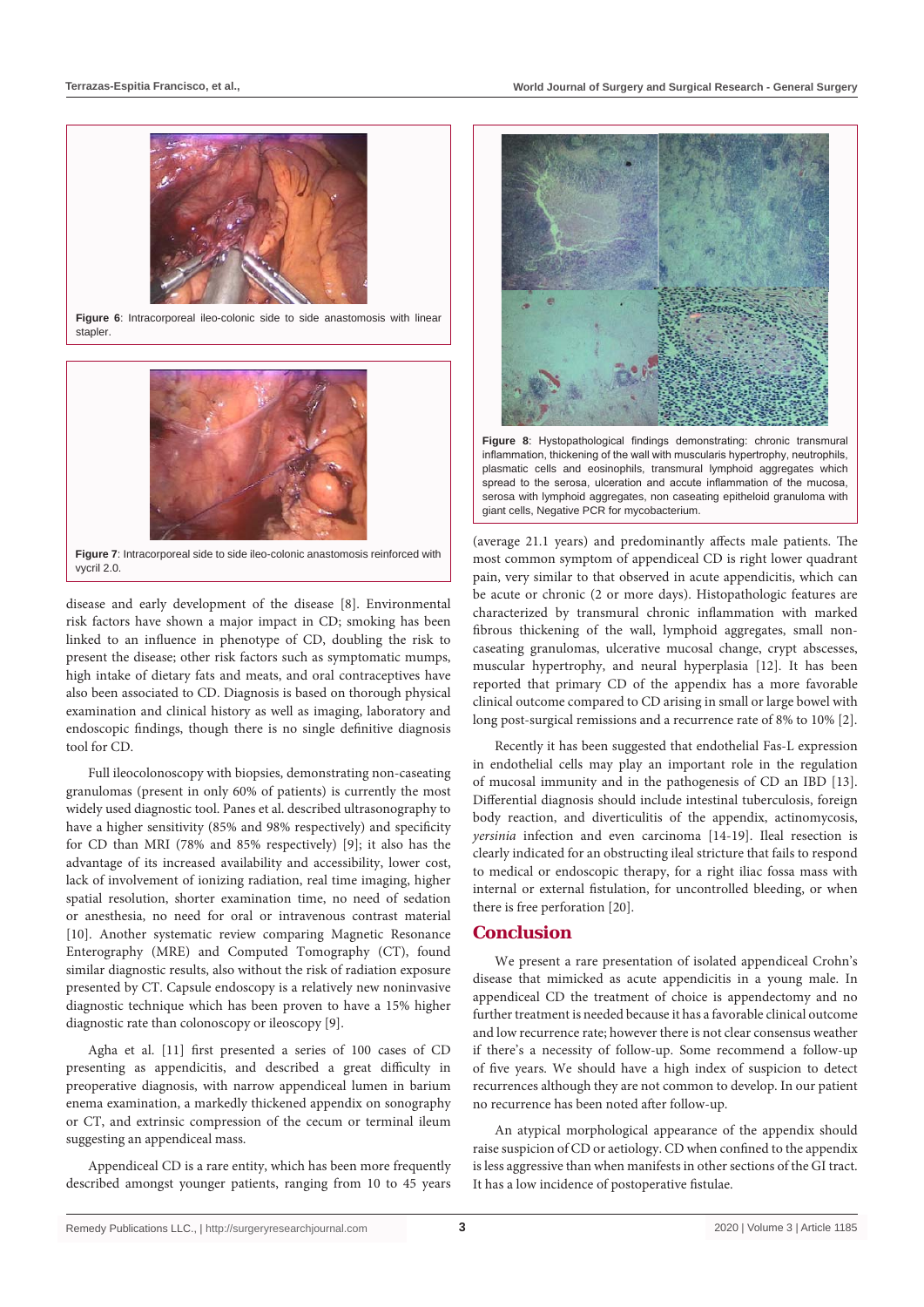Figure 6: Intracorporeal ileo-colonic side to side anastomosis with linear stapler.

Figure 7: Intracorporeal side to side ileo-colonic anastomosis reinforced with vycril 2.0.

disease and early development of the disease [8]. Environmental risk factors have shown a major impact in CD; smoking has been linked to an influence in phenotype of CD, doubling the risk to present the disease; other risk factors such as symptomatic mumps, high intake of dietary fats and meats, and oral contraceptives have also been associated to CD. Diagnosis is based on thorough physical examination and clinical history as well as imaging, laboratory and endoscopic findings, though there is no single definitive diagnosis tool for CD.

Full ileocolonoscopy with biopsies, demonstrating non-caseating granulomas (present in only 60% of patients) is currently the most widely used diagnostic tool. Panes et al. described ultrasonography to have a higher sensitivity (85% and 98% respectively) and specificity for CD than MRI (78% and 85% respectively) [9]; it also has the advantage of its increased availability and accessibility, lower cost, lack of involvement of ionizing radiation, real time imaging, higher spatial resolution, shorter examination time, no need of sedation or anesthesia, no need for oral or intravenous contrast material [10]. Another systematic review comparing Magnetic Resonance Enterography (MRE) and Computed Tomography (CT), found similar diagnostic results, also without the risk of radiation exposure presented by CT. Capsule endoscopy is a relatively new noninvasive diagnostic technique which has been proven to have a 15% higher diagnostic rate than colonoscopy or ileoscopy [9].

Agha et al. [11] first presented a series of 100 cases of CD presenting as appendicitis, and described a great difficulty in preoperative diagnosis, with narrow appendiceal lumen in barium enema examination, a markedly thickened appendix on sonography or CT, and extrinsic compression of the cecum or terminal ileum suggesting an appendiceal mass.

Appendiceal CD is a rare entity, which has been more frequently described amongst younger patients, ranging from 10 to 45 years

Figure 8: Hystopathological findings demonstrating: chronic transmural inflammation, thickening of the wall with muscularis hypertrophy, neutrophils, plasmatic cells and eosinophils, transmural lymphoid aggregates which spread to the serosa, ulceration and accute inflammation of the mucosa, serosa with lymphoid aggregates, non caseating epitheloid granuloma with giant cells, Negative PCR for mycobacterium.

(average 21.1 years) and predominantly affects male patients. The most common symptom of appendiceal CD is right lower quadrant pain, very similar to that observed in acute appendicitis, which can be acute or chronic (2 or more days). Histopathologic features are characterized by transmural chronic inflammation with marked fibrous thickening of the wall, lymphoid aggregates, small non-caseating granulomas, ulcerative mucosal change, crypt abscesses, muscular hypertrophy, and neural hyperplasia [12]. It has been reported that primary CD of the appendix has a more favorable clinical outcome compared to CD arising in small or large bowel with long post-surgical remissions and a recurrence rate of 8% to 10% [2].

Recently it has been suggested that endothelial Fas-L expression in endothelial cells may play an important role in the regulation of mucosal immunity and in the pathogenesis of CD an IBD [13]. Differential diagnosis should include intestinal tuberculosis, foreign body reaction, and diverticulitis of the appendix, actinomycosis, *yersinia* infection and even carcinoma [14-19]. Ileal resection is clearly indicated for an obstructing ileal stricture that fails to respond to medical or endoscopic therapy, for a right iliac fossa mass with internal or external fistulation, for uncontrolled bleeding, or when there is free perforation [20].

## Conclusion

We present a rare presentation of isolated appendiceal Crohn's disease that mimicked as acute appendicitis in a young male. In appendiceal CD the treatment of choice is appendectomy and no further treatment is needed because it has a favorable clinical outcome and low recurrence rate; however there is not clear consensus weather if there's a necessity of follow-up. Some recommend a follow-up of five years. We should have a high index of suspicion to detect recurrences although they are not common to develop. In our patient no recurrence has been noted after follow-up.

An atypical morphological appearance of the appendix should raise suspicion of CD or aetiology. CD when confined to the appendix is less aggressive than when manifests in other sections of the GI tract. It has a low incidence of postoperative fistulae.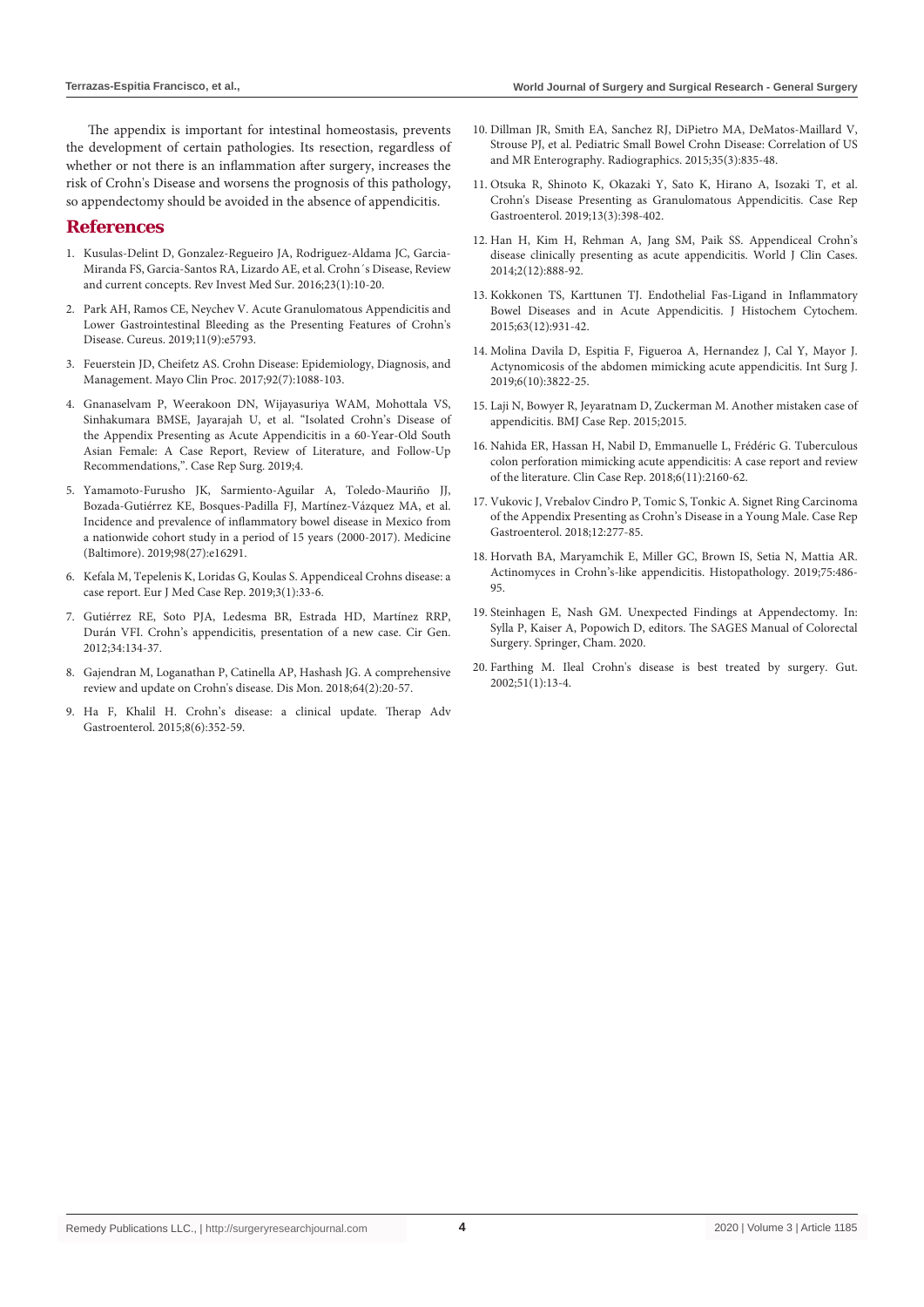The appendix is important for intestinal homeostasis, prevents the development of certain pathologies. Its resection, regardless of whether or not there is an inflammation after surgery, increases the risk of Crohn's Disease and worsens the prognosis of this pathology, so appendectomy should be avoided in the absence of appendicitis.

## References

1. Kusulas-Delint D, Gonzalez-Regueiro JA, Rodriguez-Aldama JC, Garcia-Miranda FS, Garcia-Santos RA, Lizardo AE, et al. Crohn´s Disease, Review and current concepts. Rev Invest Med Sur. 2016;23(1):10-20.
2. Park AH, Ramos CE, Neychev V. Acute Granulomatous Appendicitis and Lower Gastrointestinal Bleeding as the Presenting Features of Crohn's Disease. Cureus. 2019;11(9):e5793.
3. Feuerstein JD, Cheifetz AS. Crohn Disease: Epidemiology, Diagnosis, and Management. Mayo Clin Proc. 2017;92(7):1088-103.
4. Gnanaselvam P, Weerakoon DN, Wijayasuriya WAM, Mohottala VS, Sinhakumara BMSE, Jayarajah U, et al. "Isolated Crohn's Disease of the Appendix Presenting as Acute Appendicitis in a 60-Year-Old South Asian Female: A Case Report, Review of Literature, and Follow-Up Recommendations,". Case Rep Surg. 2019;4.
5. Yamamoto-Furusho JK, Sarmiento-Aguilar A, Toledo-Mauriño JJ, Bozada-Gutiérrez KE, Bosques-Padilla FJ, Martínez-Vázquez MA, et al. Incidence and prevalence of inflammatory bowel disease in Mexico from a nationwide cohort study in a period of 15 years (2000-2017). Medicine (Baltimore). 2019;98(27):e16291.
6. Kefala M, Tepelenis K, Loridas G, Koulas S. Appendiceal Crohns disease: a case report. Eur J Med Case Rep. 2019;3(1):33-6.
7. Gutiérrez RE, Soto PJA, Ledesma BR, Estrada HD, Martínez RRP, Durán VFI. Crohn's appendicitis, presentation of a new case. Cir Gen. 2012;34:134-37.
8. Gajendran M, Loganathan P, Catinella AP, Hashash JG. A comprehensive review and update on Crohn's disease. Dis Mon. 2018;64(2):20-57.
9. Ha F, Khalil H. Crohn's disease: a clinical update. Therap Adv Gastroenterol. 2015;8(6):352-59.
10. Dillman JR, Smith EA, Sanchez RJ, DiPietro MA, DeMatos-Maillard V, Strouse PJ, et al. Pediatric Small Bowel Crohn Disease: Correlation of US and MR Enterography. Radiographics. 2015;35(3):835-48.
11. Otsuka R, Shinoto K, Okazaki Y, Sato K, Hirano A, Isozaki T, et al. Crohn's Disease Presenting as Granulomatous Appendicitis. Case Rep Gastroenterol. 2019;13(3):398-402.
12. Han H, Kim H, Rehman A, Jang SM, Paik SS. Appendiceal Crohn's disease clinically presenting as acute appendicitis. World J Clin Cases. 2014;2(12):888-92.
13. Kokkonen TS, Karttunen TJ. Endothelial Fas-Ligand in Inflammatory Bowel Diseases and in Acute Appendicitis. J Histochem Cytochem. 2015;63(12):931-42.
14. Molina Davila D, Espitia F, Figueroa A, Hernandez J, Cal Y, Mayor J. Actynomicosis of the abdomen mimicking acute appendicitis. Int Surg J. 2019;6(10):3822-25.
15. Laji N, Bowyer R, Jeyaratnam D, Zuckerman M. Another mistaken case of appendicitis. BMJ Case Rep. 2015;2015.
16. Nahida ER, Hassan H, Nabil D, Emmanuelle L, Frédéric G. Tuberculous colon perforation mimicking acute appendicitis: A case report and review of the literature. Clin Case Rep. 2018;6(11):2160-62.
17. Vukovic J, Vrebalov Cindro P, Tomic S, Tonkic A. Signet Ring Carcinoma of the Appendix Presenting as Crohn's Disease in a Young Male. Case Rep Gastroenterol. 2018;12:277-85.
18. Horvath BA, Maryamchik E, Miller GC, Brown IS, Setia N, Mattia AR. Actinomyces in Crohn's-like appendicitis. Histopathology. 2019;75:486-95.
19. Steinhagen E, Nash GM. Unexpected Findings at Appendectomy. In: Sylla P, Kaiser A, Popowich D, editors. The SAGES Manual of Colorectal Surgery. Springer, Cham. 2020.
20. Farthing M. Ileal Crohn's disease is best treated by surgery. Gut. 2002;51(1):13-4.